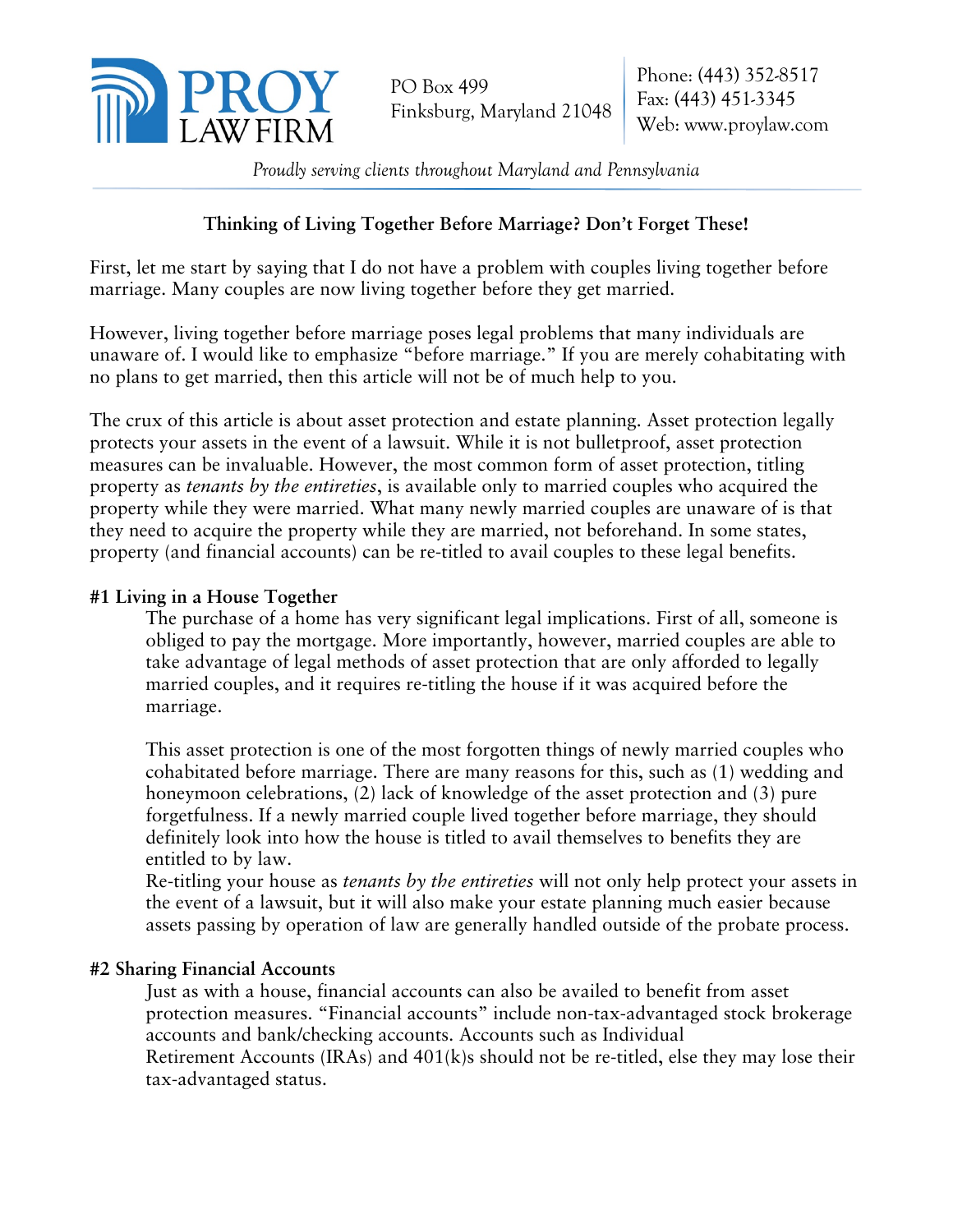# PROY LAW FIRM

PO Box 499
Finksburg, Maryland 21048

Phone: (443) 352-8517
Fax: (443) 451-3345
Web: www.proylaw.com

*Proudly serving clients throughout Maryland and Pennsylvania*

## Thinking of Living Together Before Marriage? Don't Forget These!

First, let me start by saying that I do not have a problem with couples living together before marriage. Many couples are now living together before they get married.

However, living together before marriage poses legal problems that many individuals are unaware of. I would like to emphasize "before marriage." If you are merely cohabitating with no plans to get married, then this article will not be of much help to you.

The crux of this article is about asset protection and estate planning. Asset protection legally protects your assets in the event of a lawsuit. While it is not bulletproof, asset protection measures can be invaluable. However, the most common form of asset protection, titling property as *tenants by the entireties*, is available only to married couples who acquired the property while they were married. What many newly married couples are unaware of is that they need to acquire the property while they are married, not beforehand. In some states, property (and financial accounts) can be re-titled to avail couples to these legal benefits.

### #1 Living in a House Together

The purchase of a home has very significant legal implications. First of all, someone is obliged to pay the mortgage. More importantly, however, married couples are able to take advantage of legal methods of asset protection that are only afforded to legally married couples, and it requires re-titling the house if it was acquired before the marriage.

This asset protection is one of the most forgotten things of newly married couples who cohabitated before marriage. There are many reasons for this, such as (1) wedding and honeymoon celebrations, (2) lack of knowledge of the asset protection and (3) pure forgetfulness. If a newly married couple lived together before marriage, they should definitely look into how the house is titled to avail themselves to benefits they are entitled to by law.

Re-titling your house as *tenants by the entireties* will not only help protect your assets in the event of a lawsuit, but it will also make your estate planning much easier because assets passing by operation of law are generally handled outside of the probate process.

### #2 Sharing Financial Accounts

Just as with a house, financial accounts can also be availed to benefit from asset protection measures. "Financial accounts" include non-tax-advantaged stock brokerage accounts and bank/checking accounts. Accounts such as Individual Retirement Accounts (IRAs) and 401(k)s should not be re-titled, else they may lose their tax-advantaged status.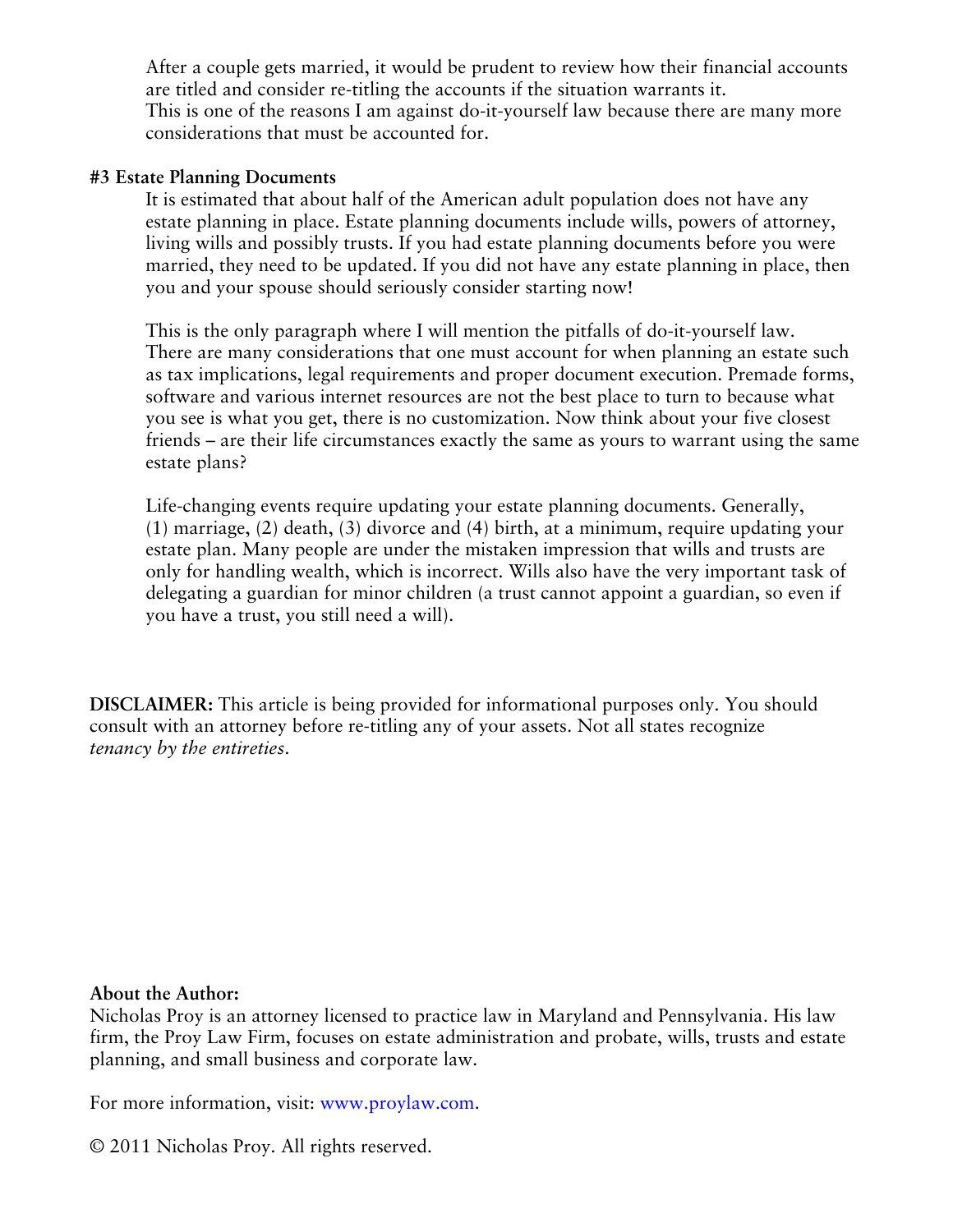After a couple gets married, it would be prudent to review how their financial accounts are titled and consider re-titling the accounts if the situation warrants it.
This is one of the reasons I am against do-it-yourself law because there are many more considerations that must be accounted for.

**#3 Estate Planning Documents**

It is estimated that about half of the American adult population does not have any estate planning in place. Estate planning documents include wills, powers of attorney, living wills and possibly trusts. If you had estate planning documents before you were married, they need to be updated. If you did not have any estate planning in place, then you and your spouse should seriously consider starting now!

This is the only paragraph where I will mention the pitfalls of do-it-yourself law. There are many considerations that one must account for when planning an estate such as tax implications, legal requirements and proper document execution. Premade forms, software and various internet resources are not the best place to turn to because what you see is what you get, there is no customization. Now think about your five closest friends – are their life circumstances exactly the same as yours to warrant using the same estate plans?

Life-changing events require updating your estate planning documents. Generally, (1) marriage, (2) death, (3) divorce and (4) birth, at a minimum, require updating your estate plan. Many people are under the mistaken impression that wills and trusts are only for handling wealth, which is incorrect. Wills also have the very important task of delegating a guardian for minor children (a trust cannot appoint a guardian, so even if you have a trust, you still need a will).

**DISCLAIMER:** This article is being provided for informational purposes only. You should consult with an attorney before re-titling any of your assets. Not all states recognize *tenancy by the entireties*.

**About the Author:**
Nicholas Proy is an attorney licensed to practice law in Maryland and Pennsylvania. His law firm, the Proy Law Firm, focuses on estate administration and probate, wills, trusts and estate planning, and small business and corporate law.

For more information, visit: www.proylaw.com.

© 2011 Nicholas Proy. All rights reserved.